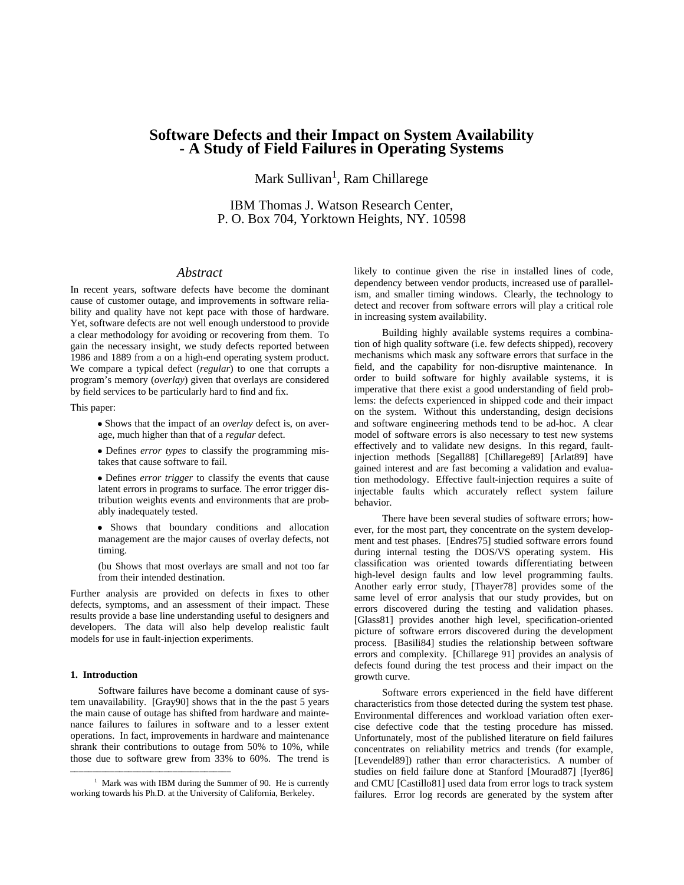# Software Defects and their Impact on System Availability - A Study of Field Failures in Operating Systems

Mark Sullivan[1], Ram Chillarege

IBM Thomas J. Watson Research Center,
P. O. Box 704, Yorktown Heights, NY. 10598

## Abstract

In recent years, software defects have become the dominant cause of customer outage, and improvements in software reliability and quality have not kept pace with those of hardware. Yet, software defects are not well enough understood to provide a clear methodology for avoiding or recovering from them. To gain the necessary insight, we study defects reported between 1986 and 1889 from a on a high-end operating system product. We compare a typical defect (*regular*) to one that corrupts a program's memory (*overlay*) given that overlays are considered by field services to be particularly hard to find and fix.

This paper:

- Shows that the impact of an *overlay* defect is, on average, much higher than that of a *regular* defect.
- Defines *error types* to classify the programming mistakes that cause software to fail.
- Defines *error trigger* to classify the events that cause latent errors in programs to surface. The error trigger distribution weights events and environments that are probably inadequately tested.
- Shows that boundary conditions and allocation management are the major causes of overlay defects, not timing.

(bu Shows that most overlays are small and not too far from their intended destination.

Further analysis are provided on defects in fixes to other defects, symptoms, and an assessment of their impact. These results provide a base line understanding useful to designers and developers. The data will also help develop realistic fault models for use in fault-injection experiments.

### 1. Introduction

Software failures have become a dominant cause of system unavailability. [Gray90] shows that in the the past 5 years the main cause of outage has shifted from hardware and maintenance failures to failures in software and to a lesser extent operations. In fact, improvements in hardware and maintenance shrank their contributions to outage from 50% to 10%, while those due to software grew from 33% to 60%. The trend is likely to continue given the rise in installed lines of code, dependency between vendor products, increased use of parallelism, and smaller timing windows. Clearly, the technology to detect and recover from software errors will play a critical role in increasing system availability.

Building highly available systems requires a combination of high quality software (i.e. few defects shipped), recovery mechanisms which mask any software errors that surface in the field, and the capability for non-disruptive maintenance. In order to build software for highly available systems, it is imperative that there exist a good understanding of field problems: the defects experienced in shipped code and their impact on the system. Without this understanding, design decisions and software engineering methods tend to be ad-hoc. A clear model of software errors is also necessary to test new systems effectively and to validate new designs. In this regard, fault-injection methods [Segall88] [Chillarege89] [Arlat89] have gained interest and are fast becoming a validation and evaluation methodology. Effective fault-injection requires a suite of injectable faults which accurately reflect system failure behavior.

There have been several studies of software errors; however, for the most part, they concentrate on the system development and test phases. [Endres75] studied software errors found during internal testing the DOS/VS operating system. His classification was oriented towards differentiating between high-level design faults and low level programming faults. Another early error study, [Thayer78] provides some of the same level of error analysis that our study provides, but on errors discovered during the testing and validation phases. [Glass81] provides another high level, specification-oriented picture of software errors discovered during the development process. [Basili84] studies the relationship between software errors and complexity. [Chillarege 91] provides an analysis of defects found during the test process and their impact on the growth curve.

Software errors experienced in the field have different characteristics from those detected during the system test phase. Environmental differences and workload variation often exercise defective code that the testing procedure has missed. Unfortunately, most of the published literature on field failures concentrates on reliability metrics and trends (for example, [Levendel89]) rather than error characteristics. A number of studies on field failure done at Stanford [Mourad87] [Iyer86] and CMU [Castillo81] used data from error logs to track system failures. Error log records are generated by the system after

---

[1] Mark was with IBM during the Summer of 90. He is currently working towards his Ph.D. at the University of California, Berkeley.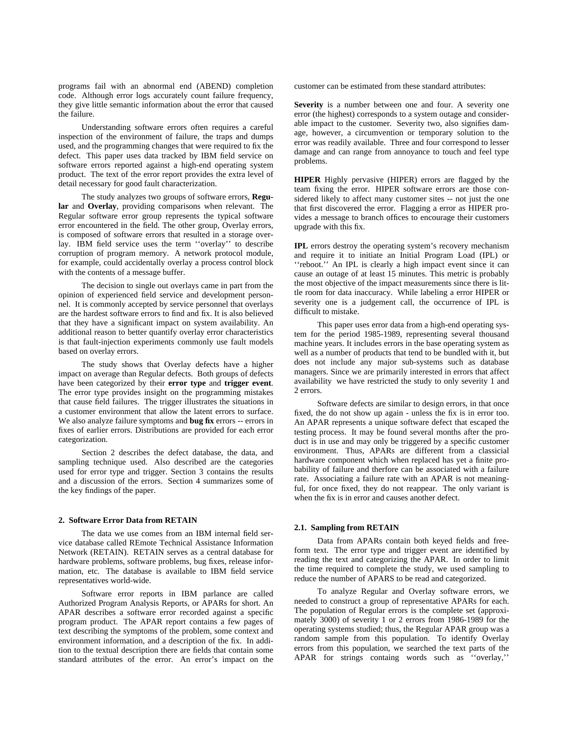programs fail with an abnormal end (ABEND) completion code. Although error logs accurately count failure frequency, they give little semantic information about the error that caused the failure.

Understanding software errors often requires a careful inspection of the environment of failure, the traps and dumps used, and the programming changes that were required to fix the defect. This paper uses data tracked by IBM field service on software errors reported against a high-end operating system product. The text of the error report provides the extra level of detail necessary for good fault characterization.

The study analyzes two groups of software errors, **Regular** and **Overlay**, providing comparisons when relevant. The Regular software error group represents the typical software error encountered in the field. The other group, Overlay errors, is composed of software errors that resulted in a storage overlay. IBM field service uses the term ''overlay'' to describe corruption of program memory. A network protocol module, for example, could accidentally overlay a process control block with the contents of a message buffer.

The decision to single out overlays came in part from the opinion of experienced field service and development personnel. It is commonly accepted by service personnel that overlays are the hardest software errors to find and fix. It is also believed that they have a significant impact on system availability. An additional reason to better quantify overlay error characteristics is that fault-injection experiments commonly use fault models based on overlay errors.

The study shows that Overlay defects have a higher impact on average than Regular defects. Both groups of defects have been categorized by their **error type** and **trigger event**. The error type provides insight on the programming mistakes that cause field failures. The trigger illustrates the situations in a customer environment that allow the latent errors to surface. We also analyze failure symptoms and **bug fix** errors -- errors in fixes of earlier errors. Distributions are provided for each error categorization.

Section 2 describes the defect database, the data, and sampling technique used. Also described are the categories used for error type and trigger. Section 3 contains the results and a discussion of the errors. Section 4 summarizes some of the key findings of the paper.

## 2. Software Error Data from RETAIN

The data we use comes from an IBM internal field service database called REmote Technical Assistance Information Network (RETAIN). RETAIN serves as a central database for hardware problems, software problems, bug fixes, release information, etc. The database is available to IBM field service representatives world-wide.

Software error reports in IBM parlance are called Authorized Program Analysis Reports, or APARs for short. An APAR describes a software error recorded against a specific program product. The APAR report contains a few pages of text describing the symptoms of the problem, some context and environment information, and a description of the fix. In addition to the textual description there are fields that contain some standard attributes of the error. An error's impact on the customer can be estimated from these standard attributes:

**Severity** is a number between one and four. A severity one error (the highest) corresponds to a system outage and considerable impact to the customer. Severity two, also signifies damage, however, a circumvention or temporary solution to the error was readily available. Three and four correspond to lesser damage and can range from annoyance to touch and feel type problems.

**HIPER** Highly pervasive (HIPER) errors are flagged by the team fixing the error. HIPER software errors are those considered likely to affect many customer sites -- not just the one that first discovered the error. Flagging a error as HIPER provides a message to branch offices to encourage their customers upgrade with this fix.

**IPL** errors destroy the operating system's recovery mechanism and require it to initiate an Initial Program Load (IPL) or ''reboot.'' An IPL is clearly a high impact event since it can cause an outage of at least 15 minutes. This metric is probably the most objective of the impact measurements since there is little room for data inaccuracy. While labeling a error HIPER or severity one is a judgement call, the occurrence of IPL is difficult to mistake.

This paper uses error data from a high-end operating system for the period 1985-1989, representing several thousand machine years. It includes errors in the base operating system as well as a number of products that tend to be bundled with it, but does not include any major sub-systems such as database managers. Since we are primarily interested in errors that affect availability we have restricted the study to only severity 1 and 2 errors.

Software defects are similar to design errors, in that once fixed, the do not show up again - unless the fix is in error too. An APAR represents a unique software defect that escaped the testing process. It may be found several months after the product is in use and may only be triggered by a specific customer environment. Thus, APARs are different from a classicial hardware component which when replaced has yet a finite probability of failure and therfore can be associated with a failure rate. Associating a failure rate with an APAR is not meaningful, for once fixed, they do not reappear. The only variant is when the fix is in error and causes another defect.

### 2.1. Sampling from RETAIN

Data from APARs contain both keyed fields and free-form text. The error type and trigger event are identified by reading the text and categorizing the APAR. In order to limit the time required to complete the study, we used sampling to reduce the number of APARS to be read and categorized.

To analyze Regular and Overlay software errors, we needed to construct a group of representative APARs for each. The population of Regular errors is the complete set (approximately 3000) of severity 1 or 2 errors from 1986-1989 for the operating systems studied; thus, the Regular APAR group was a random sample from this population. To identify Overlay errors from this population, we searched the text parts of the APAR for strings containg words such as ''overlay,''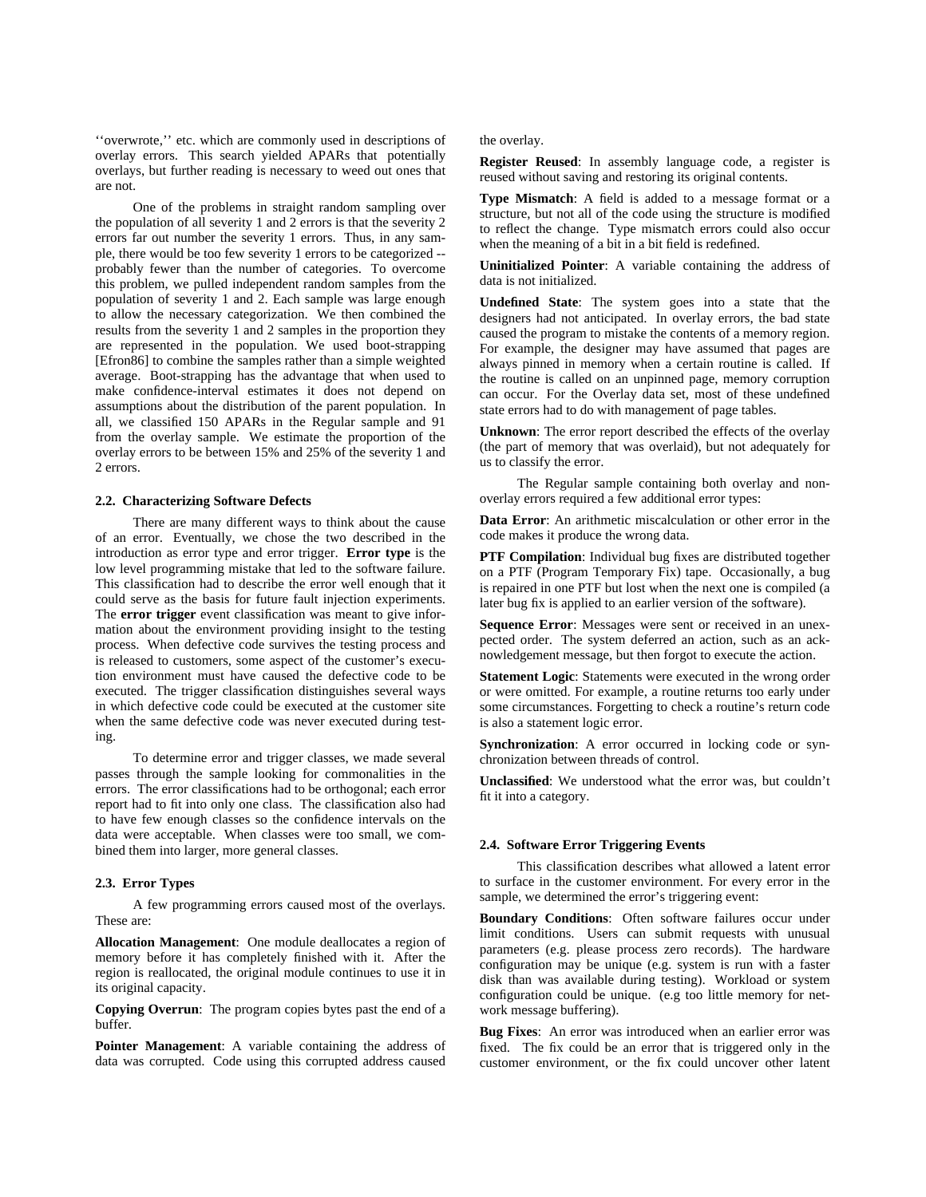''overwrote,'' etc. which are commonly used in descriptions of overlay errors. This search yielded APARs that potentially overlays, but further reading is necessary to weed out ones that are not.

One of the problems in straight random sampling over the population of all severity 1 and 2 errors is that the severity 2 errors far out number the severity 1 errors. Thus, in any sample, there would be too few severity 1 errors to be categorized -- probably fewer than the number of categories. To overcome this problem, we pulled independent random samples from the population of severity 1 and 2. Each sample was large enough to allow the necessary categorization. We then combined the results from the severity 1 and 2 samples in the proportion they are represented in the population. We used boot-strapping [Efron86] to combine the samples rather than a simple weighted average. Boot-strapping has the advantage that when used to make confidence-interval estimates it does not depend on assumptions about the distribution of the parent population. In all, we classified 150 APARs in the Regular sample and 91 from the overlay sample. We estimate the proportion of the overlay errors to be between 15% and 25% of the severity 1 and 2 errors.

### 2.2. Characterizing Software Defects

There are many different ways to think about the cause of an error. Eventually, we chose the two described in the introduction as error type and error trigger. **Error type** is the low level programming mistake that led to the software failure. This classification had to describe the error well enough that it could serve as the basis for future fault injection experiments. The **error trigger** event classification was meant to give information about the environment providing insight to the testing process. When defective code survives the testing process and is released to customers, some aspect of the customer's execution environment must have caused the defective code to be executed. The trigger classification distinguishes several ways in which defective code could be executed at the customer site when the same defective code was never executed during testing.

To determine error and trigger classes, we made several passes through the sample looking for commonalities in the errors. The error classifications had to be orthogonal; each error report had to fit into only one class. The classification also had to have few enough classes so the confidence intervals on the data were acceptable. When classes were too small, we combined them into larger, more general classes.

### 2.3. Error Types

A few programming errors caused most of the overlays. These are:

**Allocation Management**: One module deallocates a region of memory before it has completely finished with it. After the region is reallocated, the original module continues to use it in its original capacity.

**Copying Overrun**: The program copies bytes past the end of a buffer.

**Pointer Management**: A variable containing the address of data was corrupted. Code using this corrupted address caused the overlay.

**Register Reused**: In assembly language code, a register is reused without saving and restoring its original contents.

**Type Mismatch**: A field is added to a message format or a structure, but not all of the code using the structure is modified to reflect the change. Type mismatch errors could also occur when the meaning of a bit in a bit field is redefined.

**Uninitialized Pointer**: A variable containing the address of data is not initialized.

**Undefined State**: The system goes into a state that the designers had not anticipated. In overlay errors, the bad state caused the program to mistake the contents of a memory region. For example, the designer may have assumed that pages are always pinned in memory when a certain routine is called. If the routine is called on an unpinned page, memory corruption can occur. For the Overlay data set, most of these undefined state errors had to do with management of page tables.

**Unknown**: The error report described the effects of the overlay (the part of memory that was overlaid), but not adequately for us to classify the error.

The Regular sample containing both overlay and non-overlay errors required a few additional error types:

**Data Error**: An arithmetic miscalculation or other error in the code makes it produce the wrong data.

**PTF Compilation**: Individual bug fixes are distributed together on a PTF (Program Temporary Fix) tape. Occasionally, a bug is repaired in one PTF but lost when the next one is compiled (a later bug fix is applied to an earlier version of the software).

**Sequence Error**: Messages were sent or received in an unexpected order. The system deferred an action, such as an acknowledgement message, but then forgot to execute the action.

**Statement Logic**: Statements were executed in the wrong order or were omitted. For example, a routine returns too early under some circumstances. Forgetting to check a routine's return code is also a statement logic error.

**Synchronization**: A error occurred in locking code or synchronization between threads of control.

**Unclassified**: We understood what the error was, but couldn't fit it into a category.

### 2.4. Software Error Triggering Events

This classification describes what allowed a latent error to surface in the customer environment. For every error in the sample, we determined the error's triggering event:

**Boundary Conditions**: Often software failures occur under limit conditions. Users can submit requests with unusual parameters (e.g. please process zero records). The hardware configuration may be unique (e.g. system is run with a faster disk than was available during testing). Workload or system configuration could be unique. (e.g too little memory for network message buffering).

**Bug Fixes**: An error was introduced when an earlier error was fixed. The fix could be an error that is triggered only in the customer environment, or the fix could uncover other latent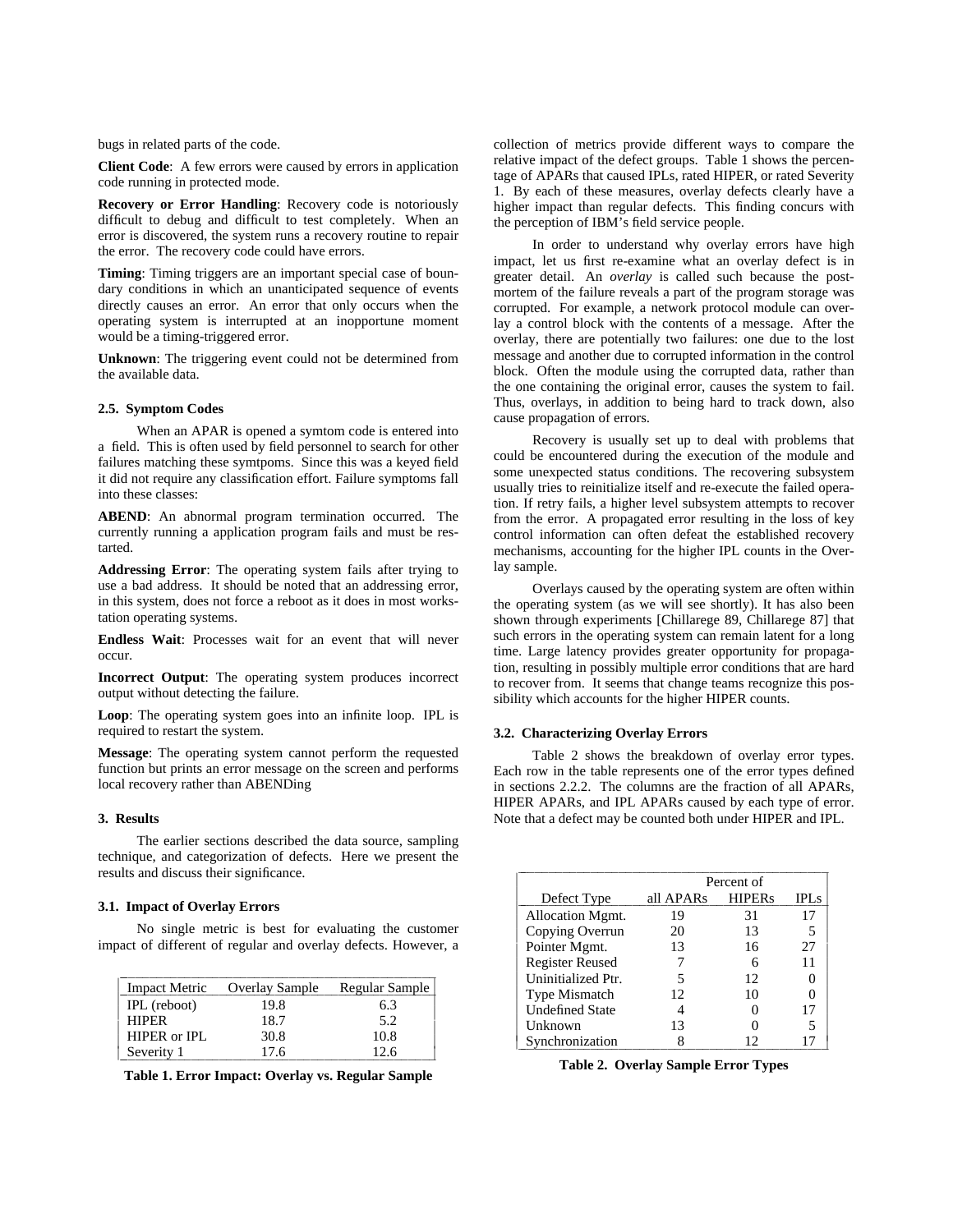bugs in related parts of the code.

**Client Code**: A few errors were caused by errors in application code running in protected mode.

**Recovery or Error Handling**: Recovery code is notoriously difficult to debug and difficult to test completely. When an error is discovered, the system runs a recovery routine to repair the error. The recovery code could have errors.

**Timing**: Timing triggers are an important special case of boundary conditions in which an unanticipated sequence of events directly causes an error. An error that only occurs when the operating system is interrupted at an inopportune moment would be a timing-triggered error.

**Unknown**: The triggering event could not be determined from the available data.

#### 2.5. Symptom Codes

When an APAR is opened a symtom code is entered into a field. This is often used by field personnel to search for other failures matching these symtpoms. Since this was a keyed field it did not require any classification effort. Failure symptoms fall into these classes:

**ABEND**: An abnormal program termination occurred. The currently running a application program fails and must be restarted.

**Addressing Error**: The operating system fails after trying to use a bad address. It should be noted that an addressing error, in this system, does not force a reboot as it does in most workstation operating systems.

**Endless Wait**: Processes wait for an event that will never occur.

**Incorrect Output**: The operating system produces incorrect output without detecting the failure.

**Loop**: The operating system goes into an infinite loop. IPL is required to restart the system.

**Message**: The operating system cannot perform the requested function but prints an error message on the screen and performs local recovery rather than ABENDing

## 3. Results

The earlier sections described the data source, sampling technique, and categorization of defects. Here we present the results and discuss their significance.

### 3.1. Impact of Overlay Errors

No single metric is best for evaluating the customer impact of different of regular and overlay defects. However, a collection of metrics provide different ways to compare the relative impact of the defect groups. Table 1 shows the percentage of APARs that caused IPLs, rated HIPER, or rated Severity 1. By each of these measures, overlay defects clearly have a higher impact than regular defects. This finding concurs with the perception of IBM's field service people.

| Impact Metric | Overlay Sample | Regular Sample |
|---|---|---|
| IPL (reboot) | 19.8 | 6.3 |
| HIPER | 18.7 | 5.2 |
| HIPER or IPL | 30.8 | 10.8 |
| Severity 1 | 17.6 | 12.6 |

**Table 1. Error Impact: Overlay vs. Regular Sample**

In order to understand why overlay errors have high impact, let us first re-examine what an overlay defect is in greater detail. An *overlay* is called such because the post-mortem of the failure reveals a part of the program storage was corrupted. For example, a network protocol module can overlay a control block with the contents of a message. After the overlay, there are potentially two failures: one due to the lost message and another due to corrupted information in the control block. Often the module using the corrupted data, rather than the one containing the original error, causes the system to fail. Thus, overlays, in addition to being hard to track down, also cause propagation of errors.

Recovery is usually set up to deal with problems that could be encountered during the execution of the module and some unexpected status conditions. The recovering subsystem usually tries to reinitialize itself and re-execute the failed operation. If retry fails, a higher level subsystem attempts to recover from the error. A propagated error resulting in the loss of key control information can often defeat the established recovery mechanisms, accounting for the higher IPL counts in the Overlay sample.

Overlays caused by the operating system are often within the operating system (as we will see shortly). It has also been shown through experiments [Chillarege 89, Chillarege 87] that such errors in the operating system can remain latent for a long time. Large latency provides greater opportunity for propagation, resulting in possibly multiple error conditions that are hard to recover from. It seems that change teams recognize this possibility which accounts for the higher HIPER counts.

### 3.2. Characterizing Overlay Errors

Table 2 shows the breakdown of overlay error types. Each row in the table represents one of the error types defined in sections 2.2.2. The columns are the fraction of all APARs, HIPER APARs, and IPL APARs caused by each type of error. Note that a defect may be counted both under HIPER and IPL.

| | Percent of | | |
|---|---|---|---|
| Defect Type | all APARs | HIPERs | IPLs |
| Allocation Mgmt. | 19 | 31 | 17 |
| Copying Overrun | 20 | 13 | 5 |
| Pointer Mgmt. | 13 | 16 | 27 |
| Register Reused | 7 | 6 | 11 |
| Uninitialized Ptr. | 5 | 12 | 0 |
| Type Mismatch | 12 | 10 | 0 |
| Undefined State | 4 | 0 | 17 |
| Unknown | 13 | 0 | 5 |
| Synchronization | 8 | 12 | 17 |

**Table 2. Overlay Sample Error Types**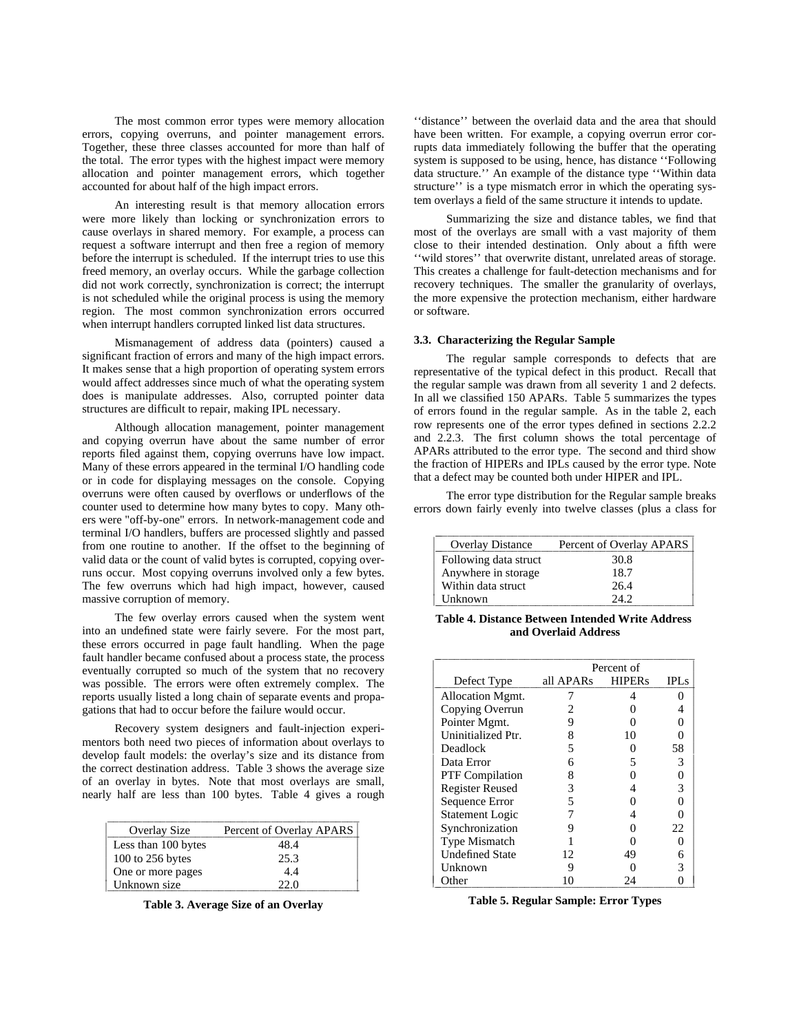The most common error types were memory allocation errors, copying overruns, and pointer management errors. Together, these three classes accounted for more than half of the total. The error types with the highest impact were memory allocation and pointer management errors, which together accounted for about half of the high impact errors.

An interesting result is that memory allocation errors were more likely than locking or synchronization errors to cause overlays in shared memory. For example, a process can request a software interrupt and then free a region of memory before the interrupt is scheduled. If the interrupt tries to use this freed memory, an overlay occurs. While the garbage collection did not work correctly, synchronization is correct; the interrupt is not scheduled while the original process is using the memory region. The most common synchronization errors occurred when interrupt handlers corrupted linked list data structures.

Mismanagement of address data (pointers) caused a significant fraction of errors and many of the high impact errors. It makes sense that a high proportion of operating system errors would affect addresses since much of what the operating system does is manipulate addresses. Also, corrupted pointer data structures are difficult to repair, making IPL necessary.

Although allocation management, pointer management and copying overrun have about the same number of error reports filed against them, copying overruns have low impact. Many of these errors appeared in the terminal I/O handling code or in code for displaying messages on the console. Copying overruns were often caused by overflows or underflows of the counter used to determine how many bytes to copy. Many others were "off-by-one" errors. In network-management code and terminal I/O handlers, buffers are processed slightly and passed from one routine to another. If the offset to the beginning of valid data or the count of valid bytes is corrupted, copying overruns occur. Most copying overruns involved only a few bytes. The few overruns which had high impact, however, caused massive corruption of memory.

The few overlay errors caused when the system went into an undefined state were fairly severe. For the most part, these errors occurred in page fault handling. When the page fault handler became confused about a process state, the process eventually corrupted so much of the system that no recovery was possible. The errors were often extremely complex. The reports usually listed a long chain of separate events and propagations that had to occur before the failure would occur.

Recovery system designers and fault-injection experimentors both need two pieces of information about overlays to develop fault models: the overlay's size and its distance from the correct destination address. Table 3 shows the average size of an overlay in bytes. Note that most overlays are small, nearly half are less than 100 bytes. Table 4 gives a rough ''distance'' between the overlaid data and the area that should have been written. For example, a copying overrun error corrupts data immediately following the buffer that the operating system is supposed to be using, hence, has distance ''Following data structure.'' An example of the distance type ''Within data structure'' is a type mismatch error in which the operating system overlays a field of the same structure it intends to update.

| Overlay Size | Percent of Overlay APARS |
|---|---|
| Less than 100 bytes | 48.4 |
| 100 to 256 bytes | 25.3 |
| One or more pages | 4.4 |
| Unknown size | 22.0 |

**Table 3. Average Size of an Overlay**

Summarizing the size and distance tables, we find that most of the overlays are small with a vast majority of them close to their intended destination. Only about a fifth were ''wild stores'' that overwrite distant, unrelated areas of storage. This creates a challenge for fault-detection mechanisms and for recovery techniques. The smaller the granularity of overlays, the more expensive the protection mechanism, either hardware or software.

### 3.3. Characterizing the Regular Sample

The regular sample corresponds to defects that are representative of the typical defect in this product. Recall that the regular sample was drawn from all severity 1 and 2 defects. In all we classified 150 APARs. Table 5 summarizes the types of errors found in the regular sample. As in the table 2, each row represents one of the error types defined in sections 2.2.2 and 2.2.3. The first column shows the total percentage of APARs attributed to the error type. The second and third show the fraction of HIPERs and IPLs caused by the error type. Note that a defect may be counted both under HIPER and IPL.

The error type distribution for the Regular sample breaks errors down fairly evenly into twelve classes (plus a class for

| Overlay Distance | Percent of Overlay APARS |
|---|---|
| Following data struct | 30.8 |
| Anywhere in storage | 18.7 |
| Within data struct | 26.4 |
| Unknown | 24.2 |

**Table 4. Distance Between Intended Write Address and Overlaid Address**

| | Percent of | | |
|---|---|---|---|
| Defect Type | all APARs | HIPERs | IPLs |
| Allocation Mgmt. | 7 | 4 | 0 |
| Copying Overrun | 2 | 0 | 4 |
| Pointer Mgmt. | 9 | 0 | 0 |
| Uninitialized Ptr. | 8 | 10 | 0 |
| Deadlock | 5 | 0 | 58 |
| Data Error | 6 | 5 | 3 |
| PTF Compilation | 8 | 0 | 0 |
| Register Reused | 3 | 4 | 3 |
| Sequence Error | 5 | 0 | 0 |
| Statement Logic | 7 | 4 | 0 |
| Synchronization | 9 | 0 | 22 |
| Type Mismatch | 1 | 0 | 0 |
| Undefined State | 12 | 49 | 6 |
| Unknown | 9 | 0 | 3 |
| Other | 10 | 24 | 0 |

**Table 5. Regular Sample: Error Types**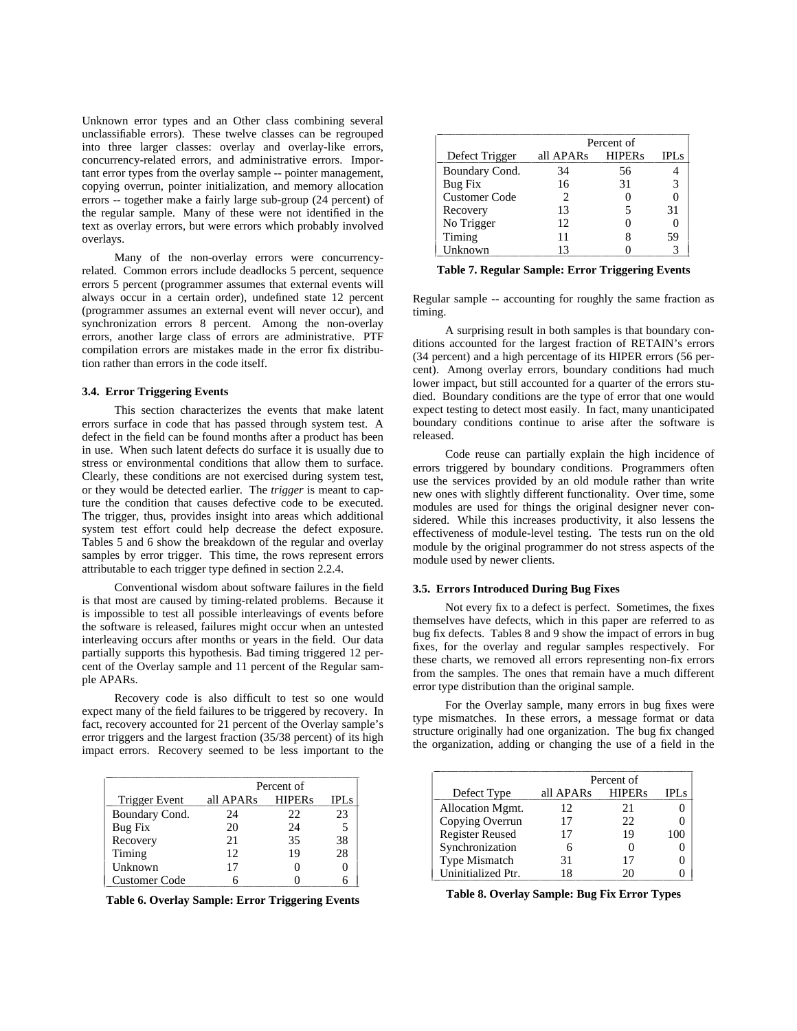Unknown error types and an Other class combining several unclassifiable errors). These twelve classes can be regrouped into three larger classes: overlay and overlay-like errors, concurrency-related errors, and administrative errors. Important error types from the overlay sample -- pointer management, copying overrun, pointer initialization, and memory allocation errors -- together make a fairly large sub-group (24 percent) of the regular sample. Many of these were not identified in the text as overlay errors, but were errors which probably involved overlays.

Many of the non-overlay errors were concurrency-related. Common errors include deadlocks 5 percent, sequence errors 5 percent (programmer assumes that external events will always occur in a certain order), undefined state 12 percent (programmer assumes an external event will never occur), and synchronization errors 8 percent. Among the non-overlay errors, another large class of errors are administrative. PTF compilation errors are mistakes made in the error fix distribution rather than errors in the code itself.

### 3.4. Error Triggering Events

This section characterizes the events that make latent errors surface in code that has passed through system test. A defect in the field can be found months after a product has been in use. When such latent defects do surface it is usually due to stress or environmental conditions that allow them to surface. Clearly, these conditions are not exercised during system test, or they would be detected earlier. The *trigger* is meant to capture the condition that causes defective code to be executed. The trigger, thus, provides insight into areas which additional system test effort could help decrease the defect exposure. Tables 5 and 6 show the breakdown of the regular and overlay samples by error trigger. This time, the rows represent errors attributable to each trigger type defined in section 2.2.4.

Conventional wisdom about software failures in the field is that most are caused by timing-related problems. Because it is impossible to test all possible interleavings of events before the software is released, failures might occur when an untested interleaving occurs after months or years in the field. Our data partially supports this hypothesis. Bad timing triggered 12 percent of the Overlay sample and 11 percent of the Regular sample APARs.

Recovery code is also difficult to test so one would expect many of the field failures to be triggered by recovery. In fact, recovery accounted for 21 percent of the Overlay sample's error triggers and the largest fraction (35/38 percent) of its high impact errors. Recovery seemed to be less important to the Regular sample -- accounting for roughly the same fraction as timing.

| | Percent of | | |
|---|---|---|---|
| Trigger Event | all APARs | HIPERs | IPLs |
| Boundary Cond. | 24 | 22 | 23 |
| Bug Fix | 20 | 24 | 5 |
| Recovery | 21 | 35 | 38 |
| Timing | 12 | 19 | 28 |
| Unknown | 17 | 0 | 0 |
| Customer Code | 6 | 0 | 6 |

**Table 6. Overlay Sample: Error Triggering Events**

| | Percent of | | |
|---|---|---|---|
| Defect Trigger | all APARs | HIPERs | IPLs |
| Boundary Cond. | 34 | 56 | 4 |
| Bug Fix | 16 | 31 | 3 |
| Customer Code | 2 | 0 | 0 |
| Recovery | 13 | 5 | 31 |
| No Trigger | 12 | 0 | 0 |
| Timing | 11 | 8 | 59 |
| Unknown | 13 | 0 | 3 |

**Table 7. Regular Sample: Error Triggering Events**

A surprising result in both samples is that boundary conditions accounted for the largest fraction of RETAIN's errors (34 percent) and a high percentage of its HIPER errors (56 percent). Among overlay errors, boundary conditions had much lower impact, but still accounted for a quarter of the errors studied. Boundary conditions are the type of error that one would expect testing to detect most easily. In fact, many unanticipated boundary conditions continue to arise after the software is released.

Code reuse can partially explain the high incidence of errors triggered by boundary conditions. Programmers often use the services provided by an old module rather than write new ones with slightly different functionality. Over time, some modules are used for things the original designer never considered. While this increases productivity, it also lessens the effectiveness of module-level testing. The tests run on the old module by the original programmer do not stress aspects of the module used by newer clients.

### 3.5. Errors Introduced During Bug Fixes

Not every fix to a defect is perfect. Sometimes, the fixes themselves have defects, which in this paper are referred to as bug fix defects. Tables 8 and 9 show the impact of errors in bug fixes, for the overlay and regular samples respectively. For these charts, we removed all errors representing non-fix errors from the samples. The ones that remain have a much different error type distribution than the original sample.

For the Overlay sample, many errors in bug fixes were type mismatches. In these errors, a message format or data structure originally had one organization. The bug fix changed the organization, adding or changing the use of a field in the

| | Percent of | | |
|---|---|---|---|
| Defect Type | all APARs | HIPERs | IPLs |
| Allocation Mgmt. | 12 | 21 | 0 |
| Copying Overrun | 17 | 22 | 0 |
| Register Reused | 17 | 19 | 100 |
| Synchronization | 6 | 0 | 0 |
| Type Mismatch | 31 | 17 | 0 |
| Uninitialized Ptr. | 18 | 20 | 0 |

**Table 8. Overlay Sample: Bug Fix Error Types**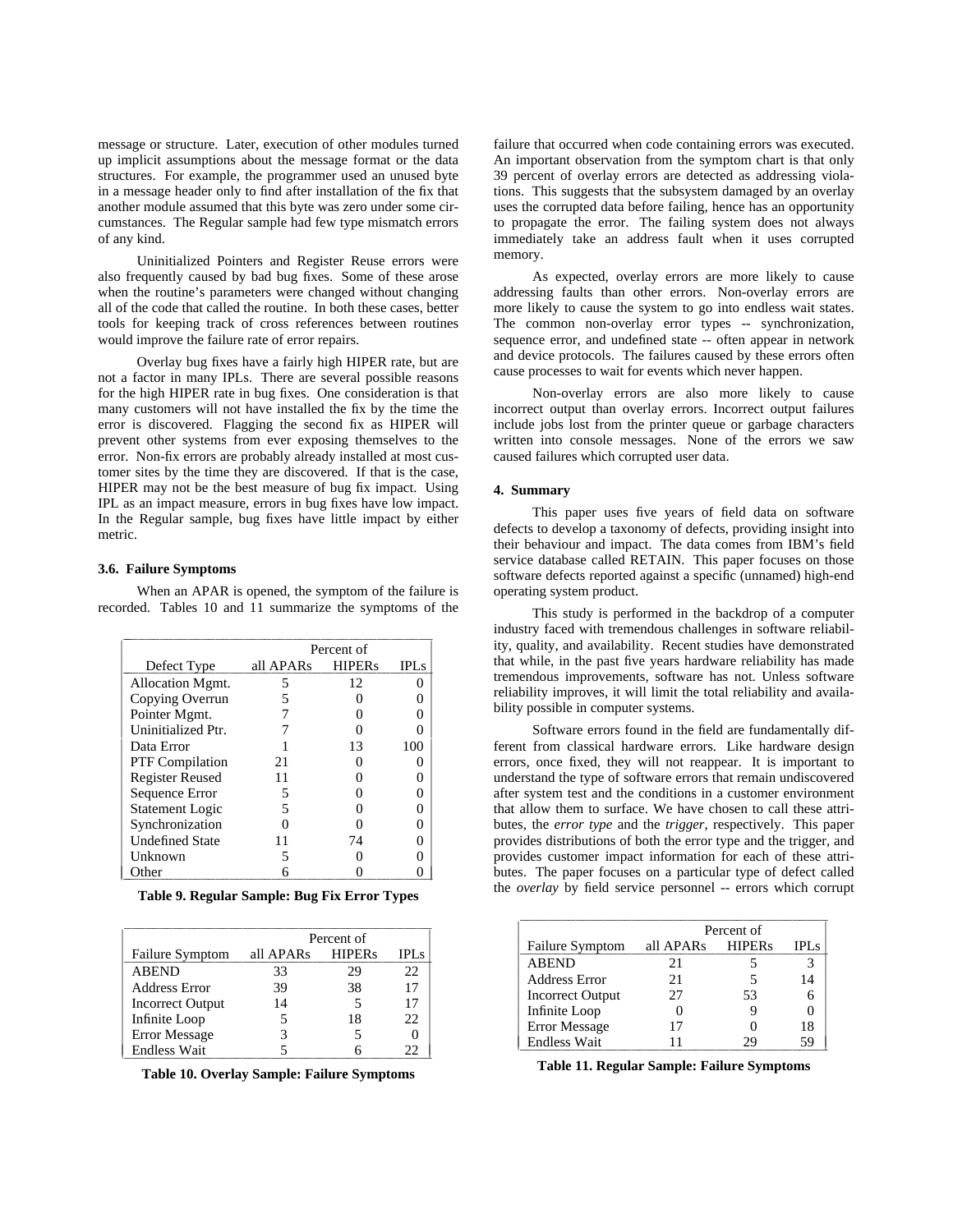message or structure. Later, execution of other modules turned up implicit assumptions about the message format or the data structures. For example, the programmer used an unused byte in a message header only to find after installation of the fix that another module assumed that this byte was zero under some circumstances. The Regular sample had few type mismatch errors of any kind.

Uninitialized Pointers and Register Reuse errors were also frequently caused by bad bug fixes. Some of these arose when the routine's parameters were changed without changing all of the code that called the routine. In both these cases, better tools for keeping track of cross references between routines would improve the failure rate of error repairs.

Overlay bug fixes have a fairly high HIPER rate, but are not a factor in many IPLs. There are several possible reasons for the high HIPER rate in bug fixes. One consideration is that many customers will not have installed the fix by the time the error is discovered. Flagging the second fix as HIPER will prevent other systems from ever exposing themselves to the error. Non-fix errors are probably already installed at most customer sites by the time they are discovered. If that is the case, HIPER may not be the best measure of bug fix impact. Using IPL as an impact measure, errors in bug fixes have low impact. In the Regular sample, bug fixes have little impact by either metric.

| | Percent of | | |
|---|---|---|---|
| Defect Type | all APARs | HIPERs | IPLs |
| Allocation Mgmt. | 5 | 12 | 0 |
| Copying Overrun | 5 | 0 | 0 |
| Pointer Mgmt. | 7 | 0 | 0 |
| Uninitialized Ptr. | 7 | 0 | 0 |
| Data Error | 1 | 13 | 100 |
| PTF Compilation | 21 | 0 | 0 |
| Register Reused | 11 | 0 | 0 |
| Sequence Error | 5 | 0 | 0 |
| Statement Logic | 5 | 0 | 0 |
| Synchronization | 0 | 0 | 0 |
| Undefined State | 11 | 74 | 0 |
| Unknown | 5 | 0 | 0 |
| Other | 6 | 0 | 0 |

**Table 9. Regular Sample: Bug Fix Error Types**

### 3.6. Failure Symptoms

When an APAR is opened, the symptom of the failure is recorded. Tables 10 and 11 summarize the symptoms of the failure that occurred when code containing errors was executed. An important observation from the symptom chart is that only 39 percent of overlay errors are detected as addressing violations. This suggests that the subsystem damaged by an overlay uses the corrupted data before failing, hence has an opportunity to propagate the error. The failing system does not always immediately take an address fault when it uses corrupted memory.

| | Percent of | | |
|---|---|---|---|
| Failure Symptom | all APARs | HIPERs | IPLs |
| ABEND | 33 | 29 | 22 |
| Address Error | 39 | 38 | 17 |
| Incorrect Output | 14 | 5 | 17 |
| Infinite Loop | 5 | 18 | 22 |
| Error Message | 3 | 5 | 0 |
| Endless Wait | 5 | 6 | 22 |

**Table 10. Overlay Sample: Failure Symptoms**

As expected, overlay errors are more likely to cause addressing faults than other errors. Non-overlay errors are more likely to cause the system to go into endless wait states. The common non-overlay error types -- synchronization, sequence error, and undefined state -- often appear in network and device protocols. The failures caused by these errors often cause processes to wait for events which never happen.

Non-overlay errors are also more likely to cause incorrect output than overlay errors. Incorrect output failures include jobs lost from the printer queue or garbage characters written into console messages. None of the errors we saw caused failures which corrupted user data.

## 4. Summary

This paper uses five years of field data on software defects to develop a taxonomy of defects, providing insight into their behaviour and impact. The data comes from IBM's field service database called RETAIN. This paper focuses on those software defects reported against a specific (unnamed) high-end operating system product.

This study is performed in the backdrop of a computer industry faced with tremendous challenges in software reliability, quality, and availability. Recent studies have demonstrated that while, in the past five years hardware reliability has made tremendous improvements, software has not. Unless software reliability improves, it will limit the total reliability and availability possible in computer systems.

Software errors found in the field are fundamentally different from classical hardware errors. Like hardware design errors, once fixed, they will not reappear. It is important to understand the type of software errors that remain undiscovered after system test and the conditions in a customer environment that allow them to surface. We have chosen to call these attributes, the *error type* and the *trigger*, respectively. This paper provides distributions of both the error type and the trigger, and provides customer impact information for each of these attributes. The paper focuses on a particular type of defect called the *overlay* by field service personnel -- errors which corrupt

| | Percent of | | |
|---|---|---|---|
| Failure Symptom | all APARs | HIPERs | IPLs |
| ABEND | 21 | 5 | 3 |
| Address Error | 21 | 5 | 14 |
| Incorrect Output | 27 | 53 | 6 |
| Infinite Loop | 0 | 9 | 0 |
| Error Message | 17 | 0 | 18 |
| Endless Wait | 11 | 29 | 59 |

**Table 11. Regular Sample: Failure Symptoms**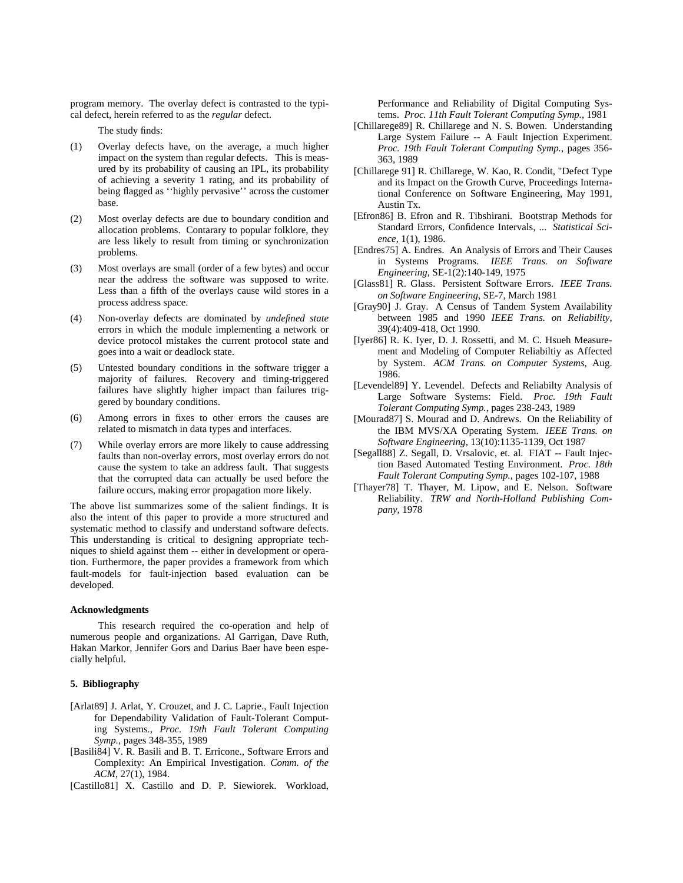program memory. The overlay defect is contrasted to the typical defect, herein referred to as the *regular* defect.

The study finds:

(1) Overlay defects have, on the average, a much higher impact on the system than regular defects. This is measured by its probability of causing an IPL, its probability of achieving a severity 1 rating, and its probability of being flagged as ''highly pervasive'' across the customer base.

(2) Most overlay defects are due to boundary condition and allocation problems. Contarary to popular folklore, they are less likely to result from timing or synchronization problems.

(3) Most overlays are small (order of a few bytes) and occur near the address the software was supposed to write. Less than a fifth of the overlays cause wild stores in a process address space.

(4) Non-overlay defects are dominated by *undefined state* errors in which the module implementing a network or device protocol mistakes the current protocol state and goes into a wait or deadlock state.

(5) Untested boundary conditions in the software trigger a majority of failures. Recovery and timing-triggered failures have slightly higher impact than failures triggered by boundary conditions.

(6) Among errors in fixes to other errors the causes are related to mismatch in data types and interfaces.

(7) While overlay errors are more likely to cause addressing faults than non-overlay errors, most overlay errors do not cause the system to take an address fault. That suggests that the corrupted data can actually be used before the failure occurs, making error propagation more likely.

The above list summarizes some of the salient findings. It is also the intent of this paper to provide a more structured and systematic method to classify and understand software defects. This understanding is critical to designing appropriate techniques to shield against them -- either in development or operation. Furthermore, the paper provides a framework from which fault-models for fault-injection based evaluation can be developed.

**Acknowledgments**

This research required the co-operation and help of numerous people and organizations. Al Garrigan, Dave Ruth, Hakan Markor, Jennifer Gors and Darius Baer have been especially helpful.

## 5. Bibliography

[Arlat89] J. Arlat, Y. Crouzet, and J. C. Laprie., Fault Injection for Dependability Validation of Fault-Tolerant Computing Systems., *Proc. 19th Fault Tolerant Computing Symp.*, pages 348-355, 1989

[Basili84] V. R. Basili and B. T. Erricone., Software Errors and Complexity: An Empirical Investigation. *Comm. of the ACM*, 27(1), 1984.

[Castillo81] X. Castillo and D. P. Siewiorek. Workload, Performance and Reliability of Digital Computing Systems. *Proc. 11th Fault Tolerant Computing Symp.*, 1981

[Chillarege89] R. Chillarege and N. S. Bowen. Understanding Large System Failure -- A Fault Injection Experiment. *Proc. 19th Fault Tolerant Computing Symp.*, pages 356-363, 1989

[Chillarege 91] R. Chillarege, W. Kao, R. Condit, "Defect Type and its Impact on the Growth Curve, Proceedings International Conference on Software Engineering, May 1991, Austin Tx.

[Efron86] B. Efron and R. Tibshirani. Bootstrap Methods for Standard Errors, Confidence Intervals, ... *Statistical Science*, 1(1), 1986.

[Endres75] A. Endres. An Analysis of Errors and Their Causes in Systems Programs. *IEEE Trans. on Software Engineering*, SE-1(2):140-149, 1975

[Glass81] R. Glass. Persistent Software Errors. *IEEE Trans. on Software Engineering*, SE-7, March 1981

[Gray90] J. Gray. A Census of Tandem System Availability between 1985 and 1990 *IEEE Trans. on Reliability*, 39(4):409-418, Oct 1990.

[Iyer86] R. K. Iyer, D. J. Rossetti, and M. C. Hsueh Measurement and Modeling of Computer Reliabiltiy as Affected by System. *ACM Trans. on Computer Systems*, Aug. 1986.

[Levendel89] Y. Levendel. Defects and Reliabilty Analysis of Large Software Systems: Field. *Proc. 19th Fault Tolerant Computing Symp.*, pages 238-243, 1989

[Mourad87] S. Mourad and D. Andrews. On the Reliability of the IBM MVS/XA Operating System. *IEEE Trans. on Software Engineering*, 13(10):1135-1139, Oct 1987

[Segall88] Z. Segall, D. Vrsalovic, et. al. FIAT -- Fault Injection Based Automated Testing Environment. *Proc. 18th Fault Tolerant Computing Symp.*, pages 102-107, 1988

[Thayer78] T. Thayer, M. Lipow, and E. Nelson. Software Reliability. *TRW and North-Holland Publishing Company*, 1978